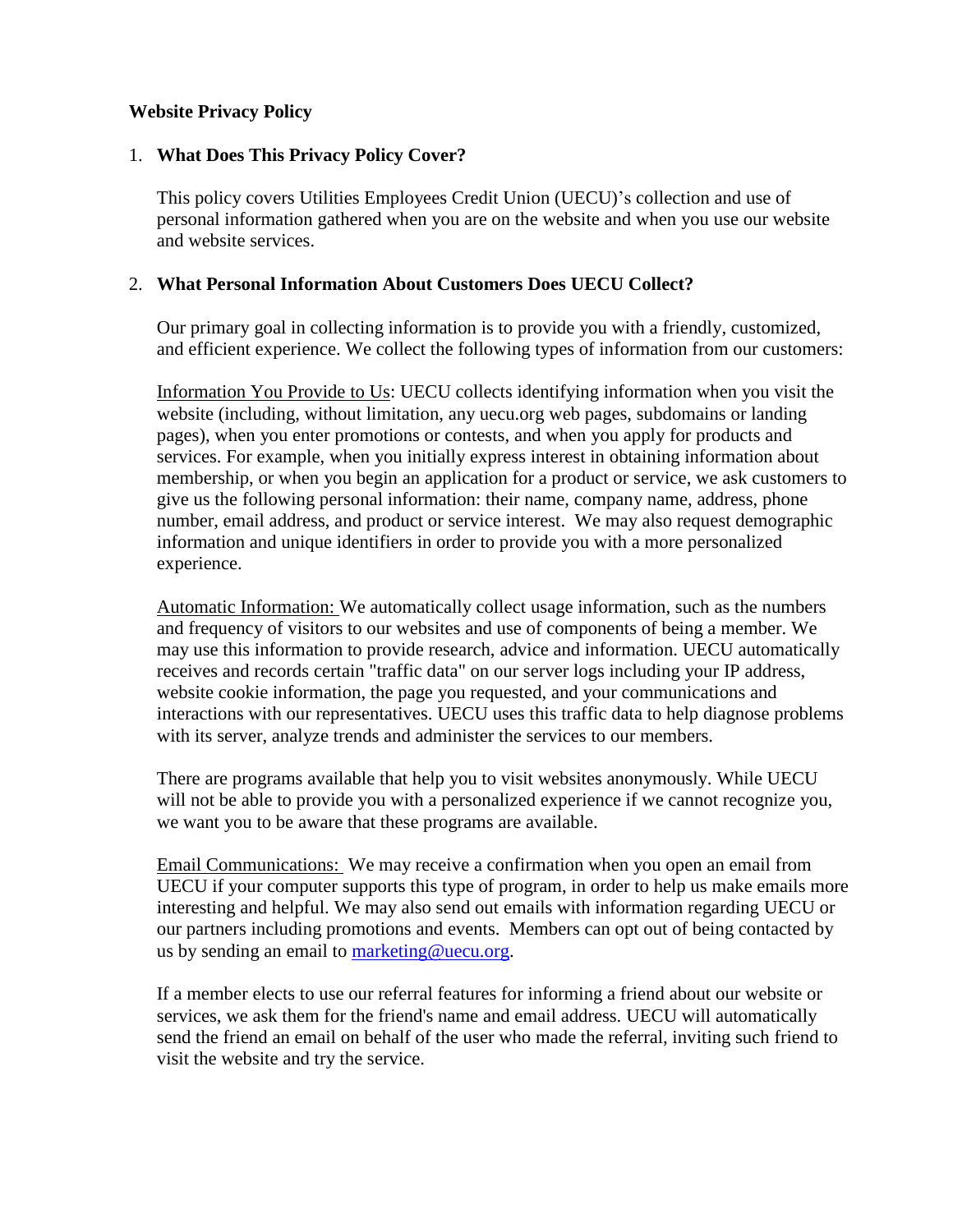**Website Privacy Policy**

1. **What Does This Privacy Policy Cover?**

   This policy covers Utilities Employees Credit Union (UECU)'s collection and use of personal information gathered when you are on the website and when you use our website and website services.

2. **What Personal Information About Customers Does UECU Collect?**

   Our primary goal in collecting information is to provide you with a friendly, customized, and efficient experience. We collect the following types of information from our customers:

   Information You Provide to Us: UECU collects identifying information when you visit the website (including, without limitation, any uecu.org web pages, subdomains or landing pages), when you enter promotions or contests, and when you apply for products and services. For example, when you initially express interest in obtaining information about membership, or when you begin an application for a product or service, we ask customers to give us the following personal information: their name, company name, address, phone number, email address, and product or service interest. We may also request demographic information and unique identifiers in order to provide you with a more personalized experience.

   Automatic Information: We automatically collect usage information, such as the numbers and frequency of visitors to our websites and use of components of being a member. We may use this information to provide research, advice and information. UECU automatically receives and records certain "traffic data" on our server logs including your IP address, website cookie information, the page you requested, and your communications and interactions with our representatives. UECU uses this traffic data to help diagnose problems with its server, analyze trends and administer the services to our members.

   There are programs available that help you to visit websites anonymously. While UECU will not be able to provide you with a personalized experience if we cannot recognize you, we want you to be aware that these programs are available.

   Email Communications: We may receive a confirmation when you open an email from UECU if your computer supports this type of program, in order to help us make emails more interesting and helpful. We may also send out emails with information regarding UECU or our partners including promotions and events. Members can opt out of being contacted by us by sending an email to marketing@uecu.org.

   If a member elects to use our referral features for informing a friend about our website or services, we ask them for the friend's name and email address. UECU will automatically send the friend an email on behalf of the user who made the referral, inviting such friend to visit the website and try the service.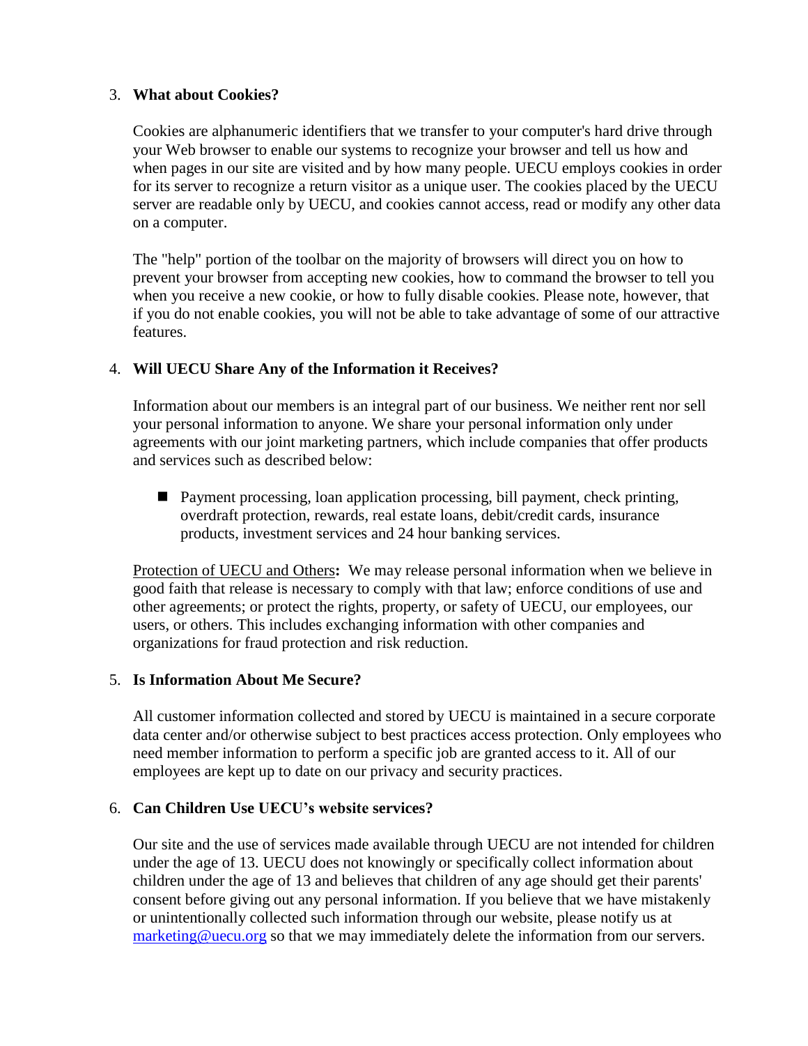3. **What about Cookies?**

   Cookies are alphanumeric identifiers that we transfer to your computer's hard drive through your Web browser to enable our systems to recognize your browser and tell us how and when pages in our site are visited and by how many people. UECU employs cookies in order for its server to recognize a return visitor as a unique user. The cookies placed by the UECU server are readable only by UECU, and cookies cannot access, read or modify any other data on a computer.

   The "help" portion of the toolbar on the majority of browsers will direct you on how to prevent your browser from accepting new cookies, how to command the browser to tell you when you receive a new cookie, or how to fully disable cookies. Please note, however, that if you do not enable cookies, you will not be able to take advantage of some of our attractive features.

4. **Will UECU Share Any of the Information it Receives?**

   Information about our members is an integral part of our business. We neither rent nor sell your personal information to anyone. We share your personal information only under agreements with our joint marketing partners, which include companies that offer products and services such as described below:

   - Payment processing, loan application processing, bill payment, check printing, overdraft protection, rewards, real estate loans, debit/credit cards, insurance products, investment services and 24 hour banking services.

   Protection of UECU and Others**:** We may release personal information when we believe in good faith that release is necessary to comply with that law; enforce conditions of use and other agreements; or protect the rights, property, or safety of UECU, our employees, our users, or others. This includes exchanging information with other companies and organizations for fraud protection and risk reduction.

5. **Is Information About Me Secure?**

   All customer information collected and stored by UECU is maintained in a secure corporate data center and/or otherwise subject to best practices access protection. Only employees who need member information to perform a specific job are granted access to it. All of our employees are kept up to date on our privacy and security practices.

6. **Can Children Use UECU's website services?**

   Our site and the use of services made available through UECU are not intended for children under the age of 13. UECU does not knowingly or specifically collect information about children under the age of 13 and believes that children of any age should get their parents' consent before giving out any personal information. If you believe that we have mistakenly or unintentionally collected such information through our website, please notify us at marketing@uecu.org so that we may immediately delete the information from our servers.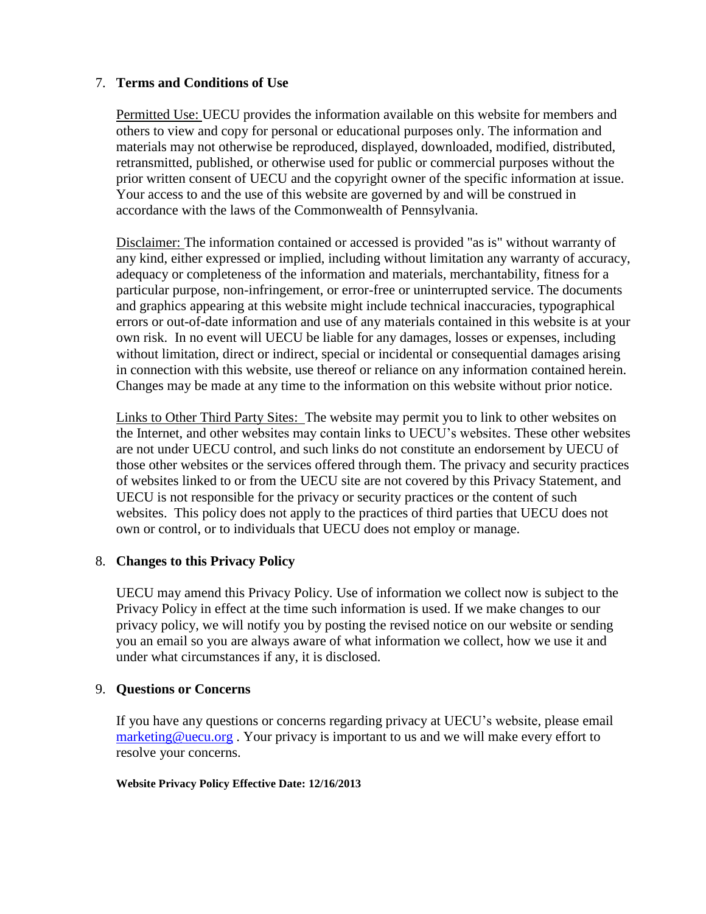7. **Terms and Conditions of Use**

   Permitted Use: UECU provides the information available on this website for members and others to view and copy for personal or educational purposes only. The information and materials may not otherwise be reproduced, displayed, downloaded, modified, distributed, retransmitted, published, or otherwise used for public or commercial purposes without the prior written consent of UECU and the copyright owner of the specific information at issue. Your access to and the use of this website are governed by and will be construed in accordance with the laws of the Commonwealth of Pennsylvania.

   Disclaimer: The information contained or accessed is provided "as is" without warranty of any kind, either expressed or implied, including without limitation any warranty of accuracy, adequacy or completeness of the information and materials, merchantability, fitness for a particular purpose, non-infringement, or error-free or uninterrupted service. The documents and graphics appearing at this website might include technical inaccuracies, typographical errors or out-of-date information and use of any materials contained in this website is at your own risk. In no event will UECU be liable for any damages, losses or expenses, including without limitation, direct or indirect, special or incidental or consequential damages arising in connection with this website, use thereof or reliance on any information contained herein. Changes may be made at any time to the information on this website without prior notice.

   Links to Other Third Party Sites: The website may permit you to link to other websites on the Internet, and other websites may contain links to UECU's websites. These other websites are not under UECU control, and such links do not constitute an endorsement by UECU of those other websites or the services offered through them. The privacy and security practices of websites linked to or from the UECU site are not covered by this Privacy Statement, and UECU is not responsible for the privacy or security practices or the content of such websites. This policy does not apply to the practices of third parties that UECU does not own or control, or to individuals that UECU does not employ or manage.

8. **Changes to this Privacy Policy**

   UECU may amend this Privacy Policy. Use of information we collect now is subject to the Privacy Policy in effect at the time such information is used. If we make changes to our privacy policy, we will notify you by posting the revised notice on our website or sending you an email so you are always aware of what information we collect, how we use it and under what circumstances if any, it is disclosed.

9. **Questions or Concerns**

   If you have any questions or concerns regarding privacy at UECU's website, please email marketing@uecu.org . Your privacy is important to us and we will make every effort to resolve your concerns.

**Website Privacy Policy Effective Date: 12/16/2013**